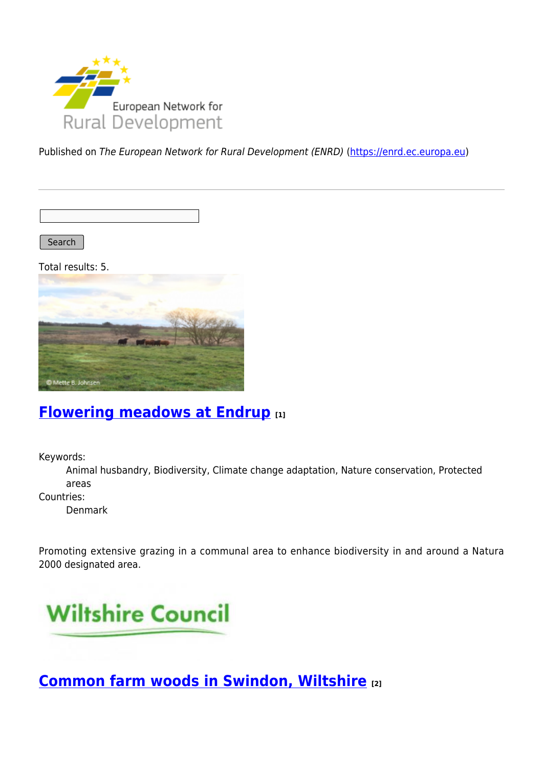Published on *The European Network for Rural Development (ENRD)* (https://enrd.ec.europa.eu)

Search

Total results: 5.

## Flowering meadows at Endrup [1]

Keywords:
: Animal husbandry, Biodiversity, Climate change adaptation, Nature conservation, Protected areas

Countries:
: Denmark

Promoting extensive grazing in a communal area to enhance biodiversity in and around a Natura 2000 designated area.

## Common farm woods in Swindon, Wiltshire [2]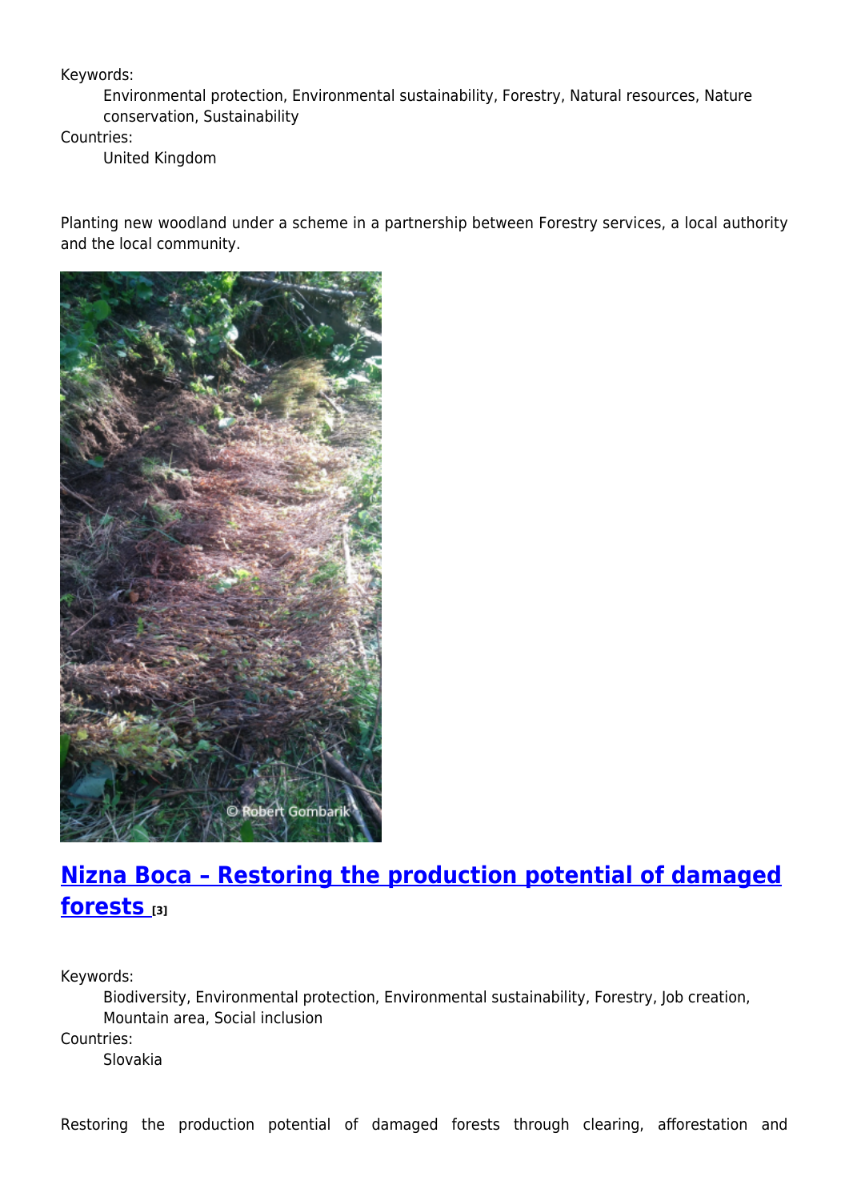Keywords:
: Environmental protection, Environmental sustainability, Forestry, Natural resources, Nature conservation, Sustainability

Countries:
: United Kingdom

Planting new woodland under a scheme in a partnership between Forestry services, a local authority and the local community.

## [Nizna Boca – Restoring the production potential of damaged forests [3]]

Keywords:
: Biodiversity, Environmental protection, Environmental sustainability, Forestry, Job creation, Mountain area, Social inclusion

Countries:
: Slovakia

Restoring the production potential of damaged forests through clearing, afforestation and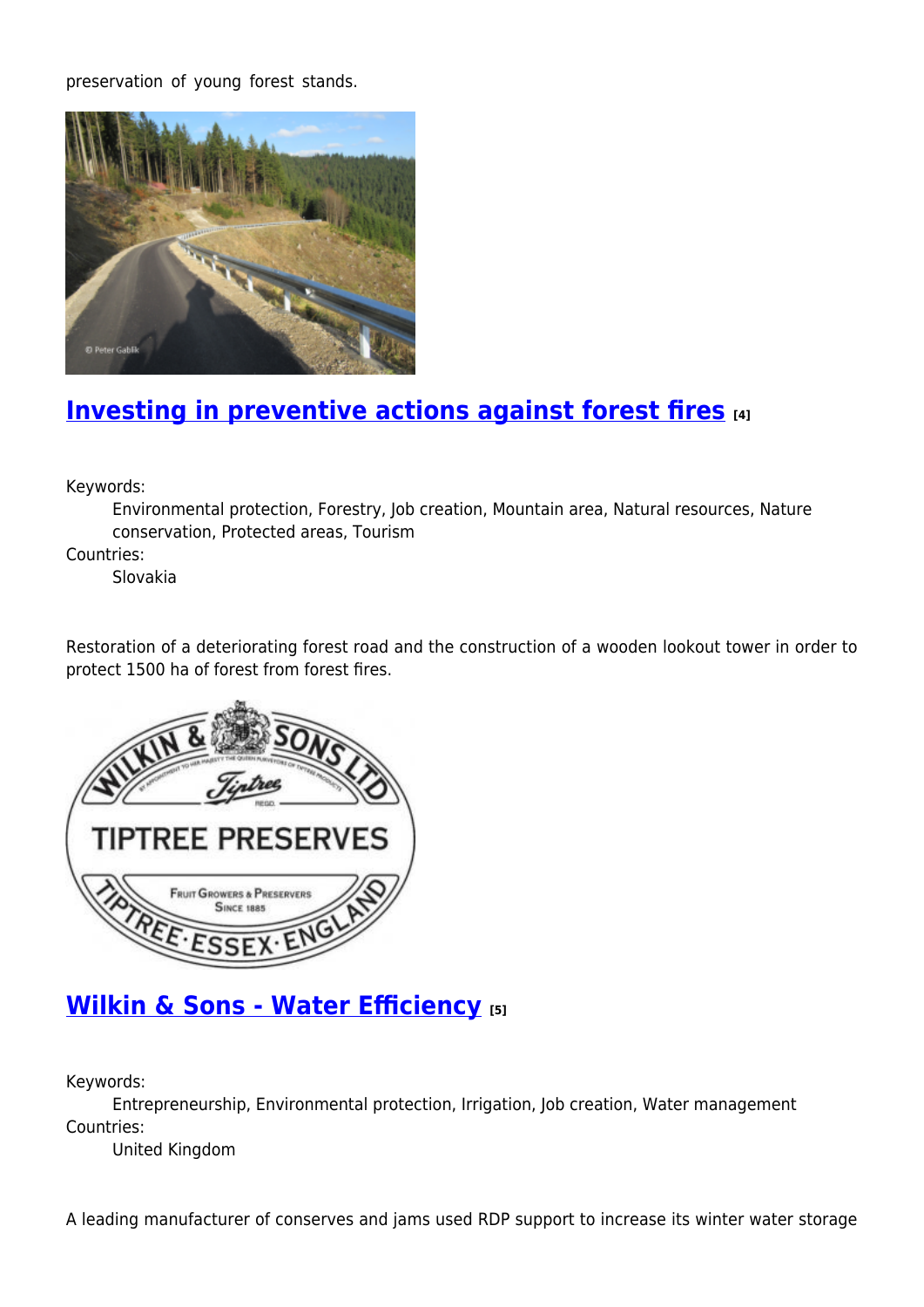preservation of young forest stands.

## Investing in preventive actions against forest fires [4]

Keywords:
Environmental protection, Forestry, Job creation, Mountain area, Natural resources, Nature conservation, Protected areas, Tourism

Countries:
Slovakia

Restoration of a deteriorating forest road and the construction of a wooden lookout tower in order to protect 1500 ha of forest from forest fires.

## Wilkin & Sons - Water Efficiency [5]

Keywords:
Entrepreneurship, Environmental protection, Irrigation, Job creation, Water management

Countries:
United Kingdom

A leading manufacturer of conserves and jams used RDP support to increase its winter water storage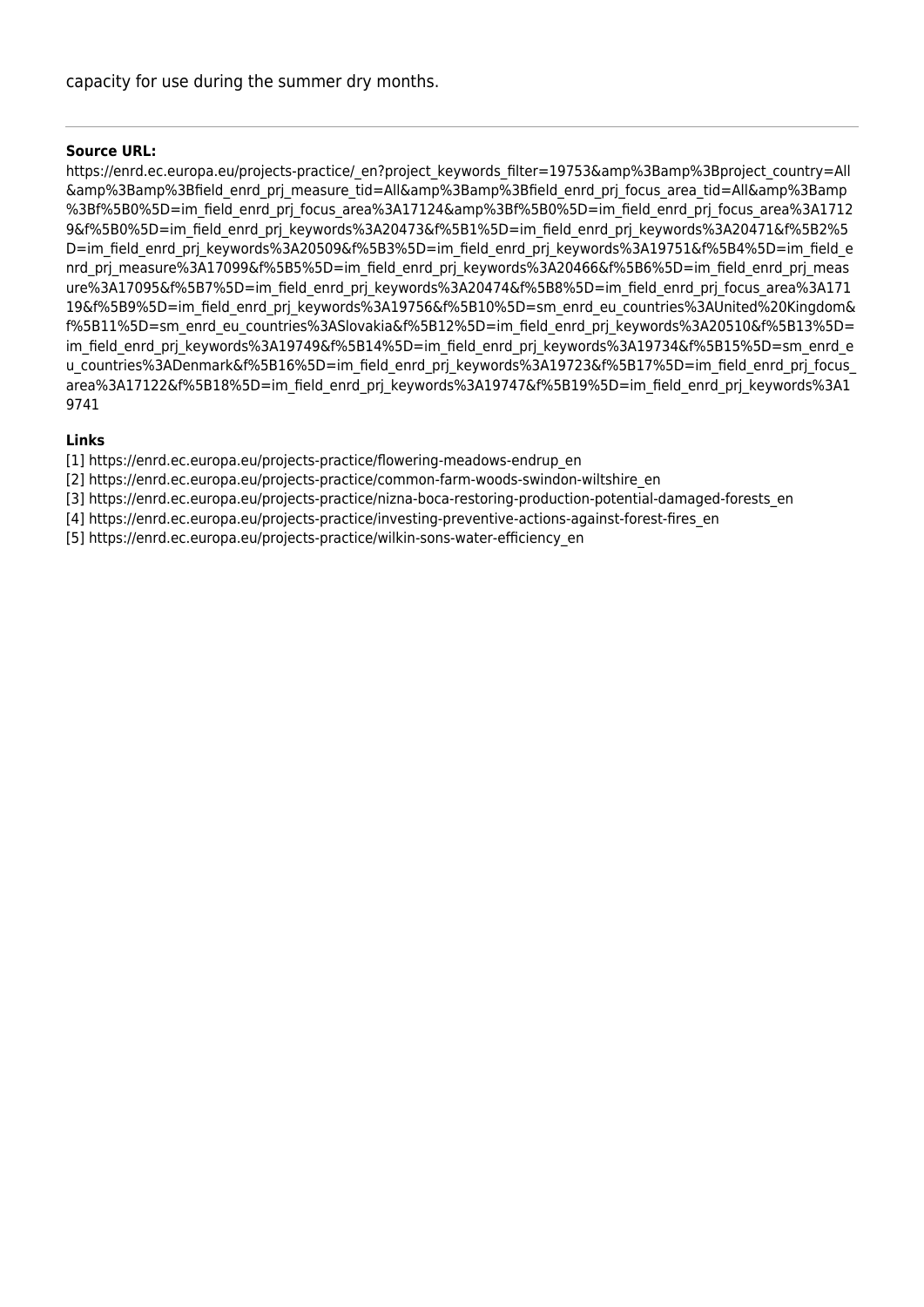capacity for use during the summer dry months.

---

**Source URL:**
https://enrd.ec.europa.eu/projects-practice/_en?project_keywords_filter=19753&amp%3Bamp%3Bproject_country=All&amp%3Bamp%3Bfield_enrd_prj_measure_tid=All&amp%3Bamp%3Bfield_enrd_prj_focus_area_tid=All&amp%3Bamp%3Bf%5B0%5D=im_field_enrd_prj_focus_area%3A17124&amp%3Bf%5B0%5D=im_field_enrd_prj_focus_area%3A17129&f%5B0%5D=im_field_enrd_prj_keywords%3A20473&f%5B1%5D=im_field_enrd_prj_keywords%3A20471&f%5B2%5D=im_field_enrd_prj_keywords%3A20509&f%5B3%5D=im_field_enrd_prj_keywords%3A19751&f%5B4%5D=im_field_enrd_prj_measure%3A17099&f%5B5%5D=im_field_enrd_prj_keywords%3A20466&f%5B6%5D=im_field_enrd_prj_measure%3A17095&f%5B7%5D=im_field_enrd_prj_keywords%3A20474&f%5B8%5D=im_field_enrd_prj_focus_area%3A17119&f%5B9%5D=im_field_enrd_prj_keywords%3A19756&f%5B10%5D=sm_enrd_eu_countries%3AUnited%20Kingdom&f%5B11%5D=sm_enrd_eu_countries%3ASlovakia&f%5B12%5D=im_field_enrd_prj_keywords%3A20510&f%5B13%5D=im_field_enrd_prj_keywords%3A19749&f%5B14%5D=im_field_enrd_prj_keywords%3A19734&f%5B15%5D=sm_enrd_eu_countries%3ADenmark&f%5B16%5D=im_field_enrd_prj_keywords%3A19723&f%5B17%5D=im_field_enrd_prj_focus_area%3A17122&f%5B18%5D=im_field_enrd_prj_keywords%3A19747&f%5B19%5D=im_field_enrd_prj_keywords%3A19741

**Links**

[1] https://enrd.ec.europa.eu/projects-practice/flowering-meadows-endrup_en
[2] https://enrd.ec.europa.eu/projects-practice/common-farm-woods-swindon-wiltshire_en
[3] https://enrd.ec.europa.eu/projects-practice/nizna-boca-restoring-production-potential-damaged-forests_en
[4] https://enrd.ec.europa.eu/projects-practice/investing-preventive-actions-against-forest-fires_en
[5] https://enrd.ec.europa.eu/projects-practice/wilkin-sons-water-efficiency_en